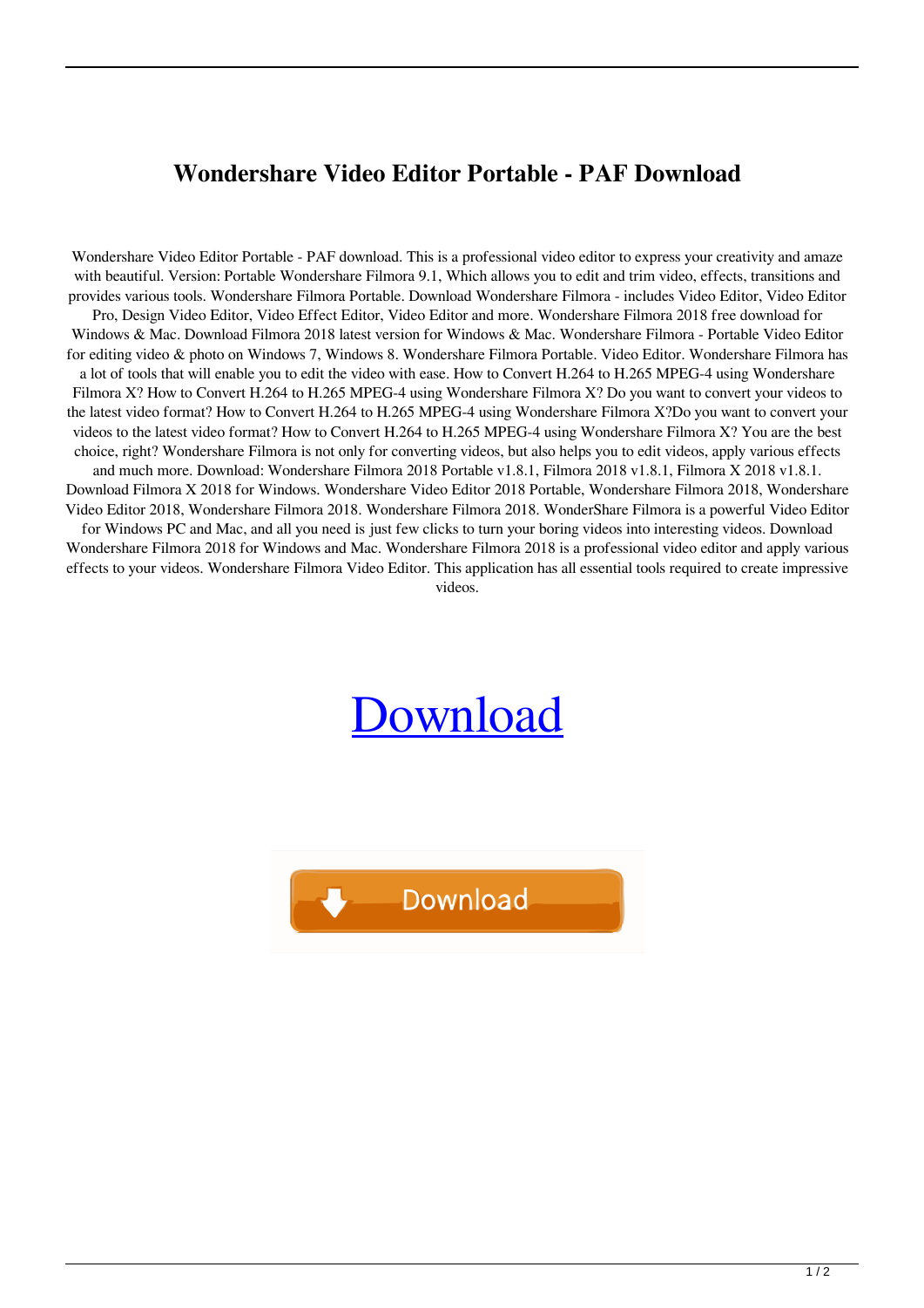# Wondershare Video Editor Portable - PAF Download

Wondershare Video Editor Portable - PAF download. This is a professional video editor to express your creativity and amaze with beautiful. Version: Portable Wondershare Filmora 9.1, Which allows you to edit and trim video, effects, transitions and provides various tools. Wondershare Filmora Portable. Download Wondershare Filmora - includes Video Editor, Video Editor Pro, Design Video Editor, Video Effect Editor, Video Editor and more. Wondershare Filmora 2018 free download for Windows & Mac. Download Filmora 2018 latest version for Windows & Mac. Wondershare Filmora - Portable Video Editor for editing video & photo on Windows 7, Windows 8. Wondershare Filmora Portable. Video Editor. Wondershare Filmora has a lot of tools that will enable you to edit the video with ease. How to Convert H.264 to H.265 MPEG-4 using Wondershare Filmora X? How to Convert H.264 to H.265 MPEG-4 using Wondershare Filmora X? Do you want to convert your videos to the latest video format? How to Convert H.264 to H.265 MPEG-4 using Wondershare Filmora X?Do you want to convert your videos to the latest video format? How to Convert H.264 to H.265 MPEG-4 using Wondershare Filmora X? You are the best choice, right? Wondershare Filmora is not only for converting videos, but also helps you to edit videos, apply various effects and much more. Download: Wondershare Filmora 2018 Portable v1.8.1, Filmora 2018 v1.8.1, Filmora X 2018 v1.8.1. Download Filmora X 2018 for Windows. Wondershare Video Editor 2018 Portable, Wondershare Filmora 2018, Wondershare Video Editor 2018, Wondershare Filmora 2018. Wondershare Filmora 2018. WonderShare Filmora is a powerful Video Editor for Windows PC and Mac, and all you need is just few clicks to turn your boring videos into interesting videos. Download Wondershare Filmora 2018 for Windows and Mac. Wondershare Filmora 2018 is a professional video editor and apply various effects to your videos. Wondershare Filmora Video Editor. This application has all essential tools required to create impressive videos.

[Download]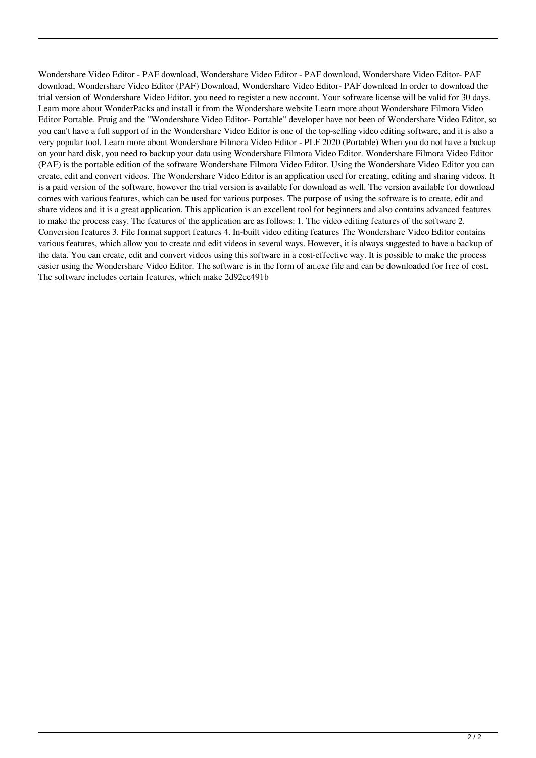Wondershare Video Editor - PAF download, Wondershare Video Editor - PAF download, Wondershare Video Editor- PAF download, Wondershare Video Editor (PAF) Download, Wondershare Video Editor- PAF download In order to download the trial version of Wondershare Video Editor, you need to register a new account. Your software license will be valid for 30 days. Learn more about WonderPacks and install it from the Wondershare website Learn more about Wondershare Filmora Video Editor Portable. Pruig and the "Wondershare Video Editor- Portable" developer have not been of Wondershare Video Editor, so you can't have a full support of in the Wondershare Video Editor is one of the top-selling video editing software, and it is also a very popular tool. Learn more about Wondershare Filmora Video Editor - PLF 2020 (Portable) When you do not have a backup on your hard disk, you need to backup your data using Wondershare Filmora Video Editor. Wondershare Filmora Video Editor (PAF) is the portable edition of the software Wondershare Filmora Video Editor. Using the Wondershare Video Editor you can create, edit and convert videos. The Wondershare Video Editor is an application used for creating, editing and sharing videos. It is a paid version of the software, however the trial version is available for download as well. The version available for download comes with various features, which can be used for various purposes. The purpose of using the software is to create, edit and share videos and it is a great application. This application is an excellent tool for beginners and also contains advanced features to make the process easy. The features of the application are as follows: 1. The video editing features of the software 2. Conversion features 3. File format support features 4. In-built video editing features The Wondershare Video Editor contains various features, which allow you to create and edit videos in several ways. However, it is always suggested to have a backup of the data. You can create, edit and convert videos using this software in a cost-effective way. It is possible to make the process easier using the Wondershare Video Editor. The software is in the form of an.exe file and can be downloaded for free of cost. The software includes certain features, which make 2d92ce491b